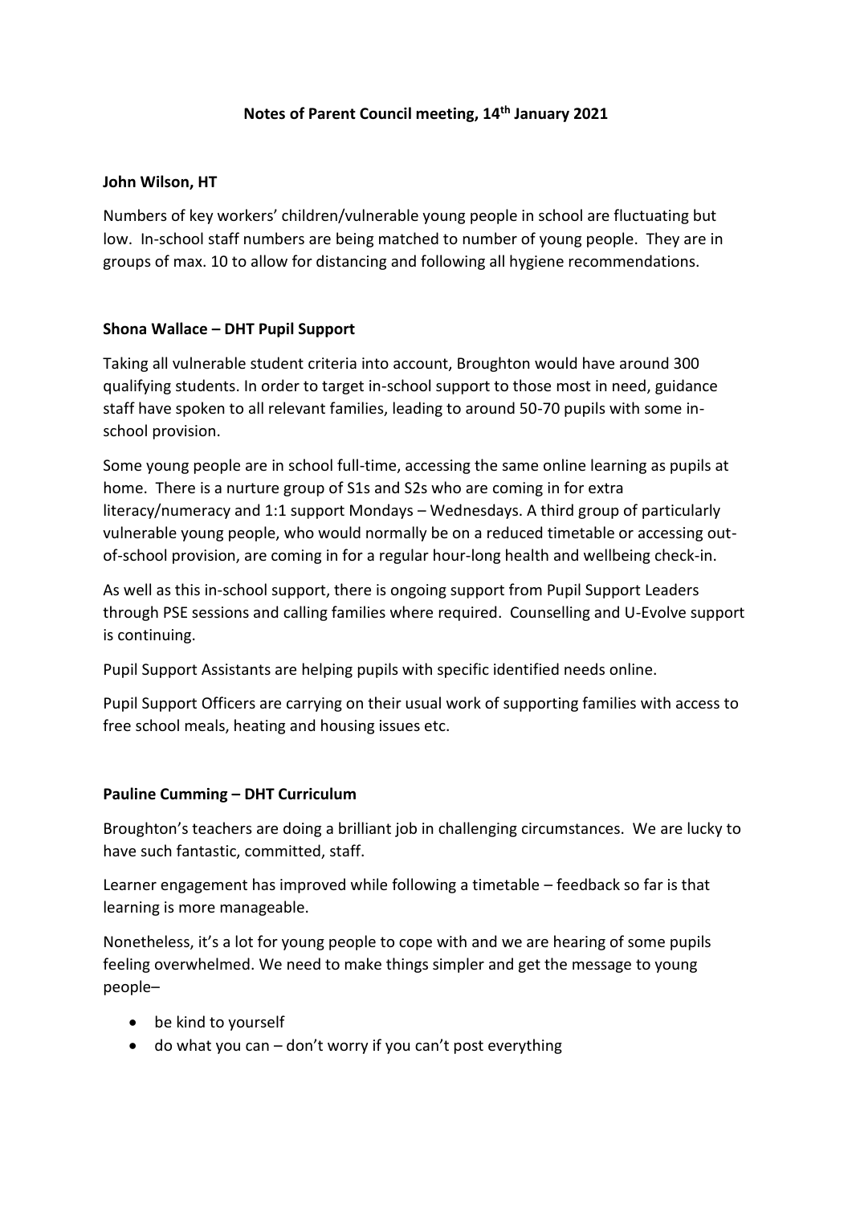# Notes of Parent Council meeting, 14th January 2021

**John Wilson, HT**

Numbers of key workers' children/vulnerable young people in school are fluctuating but low. In-school staff numbers are being matched to number of young people. They are in groups of max. 10 to allow for distancing and following all hygiene recommendations.

**Shona Wallace – DHT Pupil Support**

Taking all vulnerable student criteria into account, Broughton would have around 300 qualifying students. In order to target in-school support to those most in need, guidance staff have spoken to all relevant families, leading to around 50-70 pupils with some in-school provision.

Some young people are in school full-time, accessing the same online learning as pupils at home. There is a nurture group of S1s and S2s who are coming in for extra literacy/numeracy and 1:1 support Mondays – Wednesdays. A third group of particularly vulnerable young people, who would normally be on a reduced timetable or accessing out-of-school provision, are coming in for a regular hour-long health and wellbeing check-in.

As well as this in-school support, there is ongoing support from Pupil Support Leaders through PSE sessions and calling families where required. Counselling and U-Evolve support is continuing.

Pupil Support Assistants are helping pupils with specific identified needs online.

Pupil Support Officers are carrying on their usual work of supporting families with access to free school meals, heating and housing issues etc.

**Pauline Cumming – DHT Curriculum**

Broughton's teachers are doing a brilliant job in challenging circumstances. We are lucky to have such fantastic, committed, staff.

Learner engagement has improved while following a timetable – feedback so far is that learning is more manageable.

Nonetheless, it's a lot for young people to cope with and we are hearing of some pupils feeling overwhelmed. We need to make things simpler and get the message to young people–

- be kind to yourself
- do what you can – don't worry if you can't post everything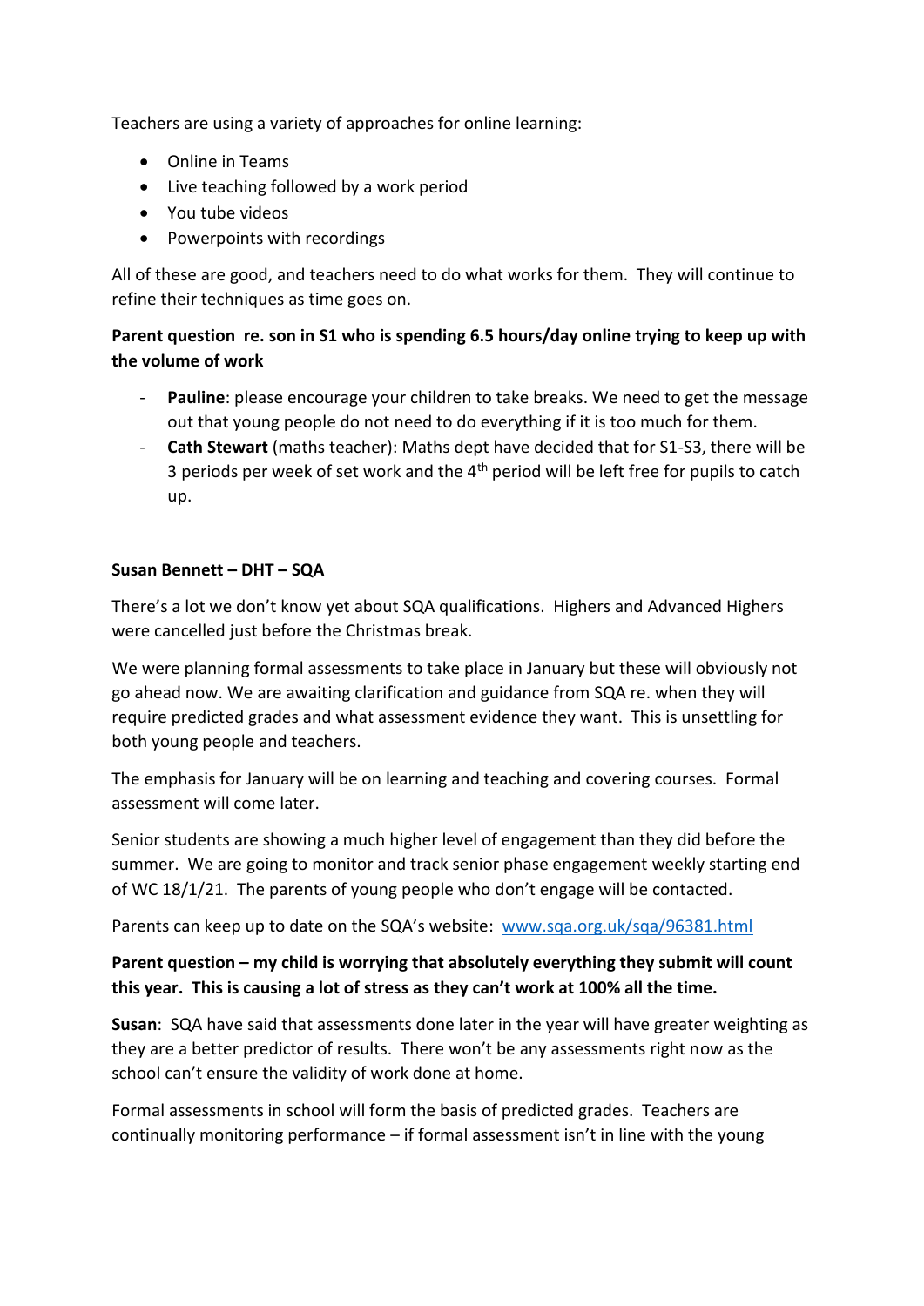Teachers are using a variety of approaches for online learning:

- Online in Teams
- Live teaching followed by a work period
- You tube videos
- Powerpoints with recordings

All of these are good, and teachers need to do what works for them. They will continue to refine their techniques as time goes on.

**Parent question re. son in S1 who is spending 6.5 hours/day online trying to keep up with the volume of work**

- **Pauline**: please encourage your children to take breaks. We need to get the message out that young people do not need to do everything if it is too much for them.
- **Cath Stewart** (maths teacher): Maths dept have decided that for S1-S3, there will be 3 periods per week of set work and the 4th period will be left free for pupils to catch up.

**Susan Bennett – DHT – SQA**

There's a lot we don't know yet about SQA qualifications. Highers and Advanced Highers were cancelled just before the Christmas break.

We were planning formal assessments to take place in January but these will obviously not go ahead now. We are awaiting clarification and guidance from SQA re. when they will require predicted grades and what assessment evidence they want. This is unsettling for both young people and teachers.

The emphasis for January will be on learning and teaching and covering courses. Formal assessment will come later.

Senior students are showing a much higher level of engagement than they did before the summer. We are going to monitor and track senior phase engagement weekly starting end of WC 18/1/21. The parents of young people who don't engage will be contacted.

Parents can keep up to date on the SQA's website: www.sqa.org.uk/sqa/96381.html

**Parent question – my child is worrying that absolutely everything they submit will count this year. This is causing a lot of stress as they can't work at 100% all the time.**

**Susan**: SQA have said that assessments done later in the year will have greater weighting as they are a better predictor of results. There won't be any assessments right now as the school can't ensure the validity of work done at home.

Formal assessments in school will form the basis of predicted grades. Teachers are continually monitoring performance – if formal assessment isn't in line with the young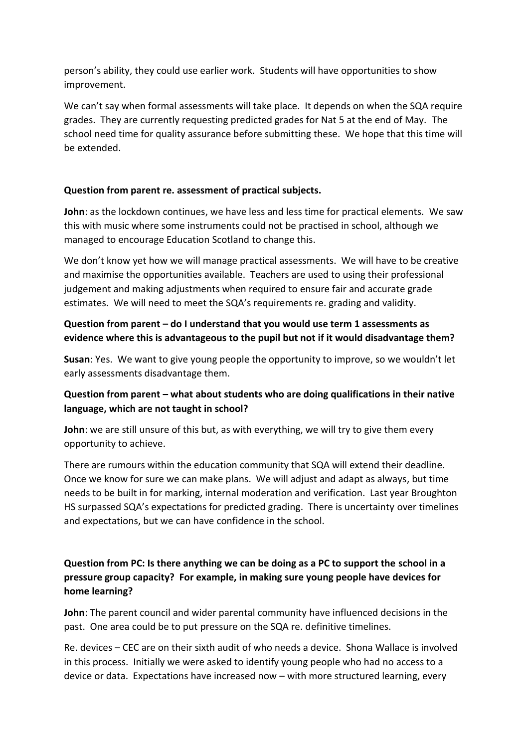person's ability, they could use earlier work. Students will have opportunities to show improvement.

We can't say when formal assessments will take place. It depends on when the SQA require grades. They are currently requesting predicted grades for Nat 5 at the end of May. The school need time for quality assurance before submitting these. We hope that this time will be extended.

**Question from parent re. assessment of practical subjects.**

**John**: as the lockdown continues, we have less and less time for practical elements. We saw this with music where some instruments could not be practised in school, although we managed to encourage Education Scotland to change this.

We don't know yet how we will manage practical assessments. We will have to be creative and maximise the opportunities available. Teachers are used to using their professional judgement and making adjustments when required to ensure fair and accurate grade estimates. We will need to meet the SQA's requirements re. grading and validity.

**Question from parent – do I understand that you would use term 1 assessments as evidence where this is advantageous to the pupil but not if it would disadvantage them?**

**Susan**: Yes. We want to give young people the opportunity to improve, so we wouldn't let early assessments disadvantage them.

**Question from parent – what about students who are doing qualifications in their native language, which are not taught in school?**

**John**: we are still unsure of this but, as with everything, we will try to give them every opportunity to achieve.

There are rumours within the education community that SQA will extend their deadline. Once we know for sure we can make plans. We will adjust and adapt as always, but time needs to be built in for marking, internal moderation and verification. Last year Broughton HS surpassed SQA's expectations for predicted grading. There is uncertainty over timelines and expectations, but we can have confidence in the school.

**Question from PC: Is there anything we can be doing as a PC to support the school in a pressure group capacity? For example, in making sure young people have devices for home learning?**

**John**: The parent council and wider parental community have influenced decisions in the past. One area could be to put pressure on the SQA re. definitive timelines.

Re. devices – CEC are on their sixth audit of who needs a device. Shona Wallace is involved in this process. Initially we were asked to identify young people who had no access to a device or data. Expectations have increased now – with more structured learning, every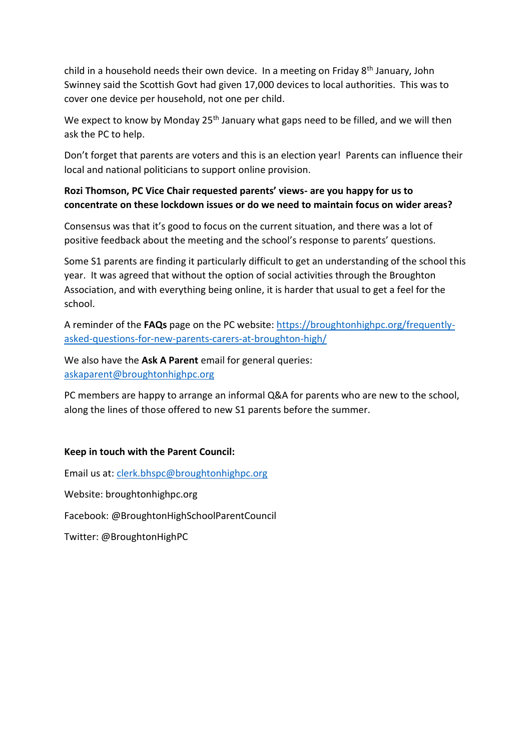child in a household needs their own device. In a meeting on Friday 8th January, John Swinney said the Scottish Govt had given 17,000 devices to local authorities. This was to cover one device per household, not one per child.

We expect to know by Monday 25th January what gaps need to be filled, and we will then ask the PC to help.

Don't forget that parents are voters and this is an election year! Parents can influence their local and national politicians to support online provision.

**Rozi Thomson, PC Vice Chair requested parents' views- are you happy for us to concentrate on these lockdown issues or do we need to maintain focus on wider areas?**

Consensus was that it's good to focus on the current situation, and there was a lot of positive feedback about the meeting and the school's response to parents' questions.

Some S1 parents are finding it particularly difficult to get an understanding of the school this year. It was agreed that without the option of social activities through the Broughton Association, and with everything being online, it is harder that usual to get a feel for the school.

A reminder of the **FAQs** page on the PC website: [https://broughtonhighpc.org/frequently-asked-questions-for-new-parents-carers-at-broughton-high/](https://broughtonhighpc.org/frequently-asked-questions-for-new-parents-carers-at-broughton-high/)

We also have the **Ask A Parent** email for general queries: [askaparent@broughtonhighpc.org](mailto:askaparent@broughtonhighpc.org)

PC members are happy to arrange an informal Q&A for parents who are new to the school, along the lines of those offered to new S1 parents before the summer.

**Keep in touch with the Parent Council:**

Email us at: [clerk.bhspc@broughtonhighpc.org](mailto:clerk.bhspc@broughtonhighpc.org)

Website: broughtonhighpc.org

Facebook: @BroughtonHighSchoolParentCouncil

Twitter: @BroughtonHighPC